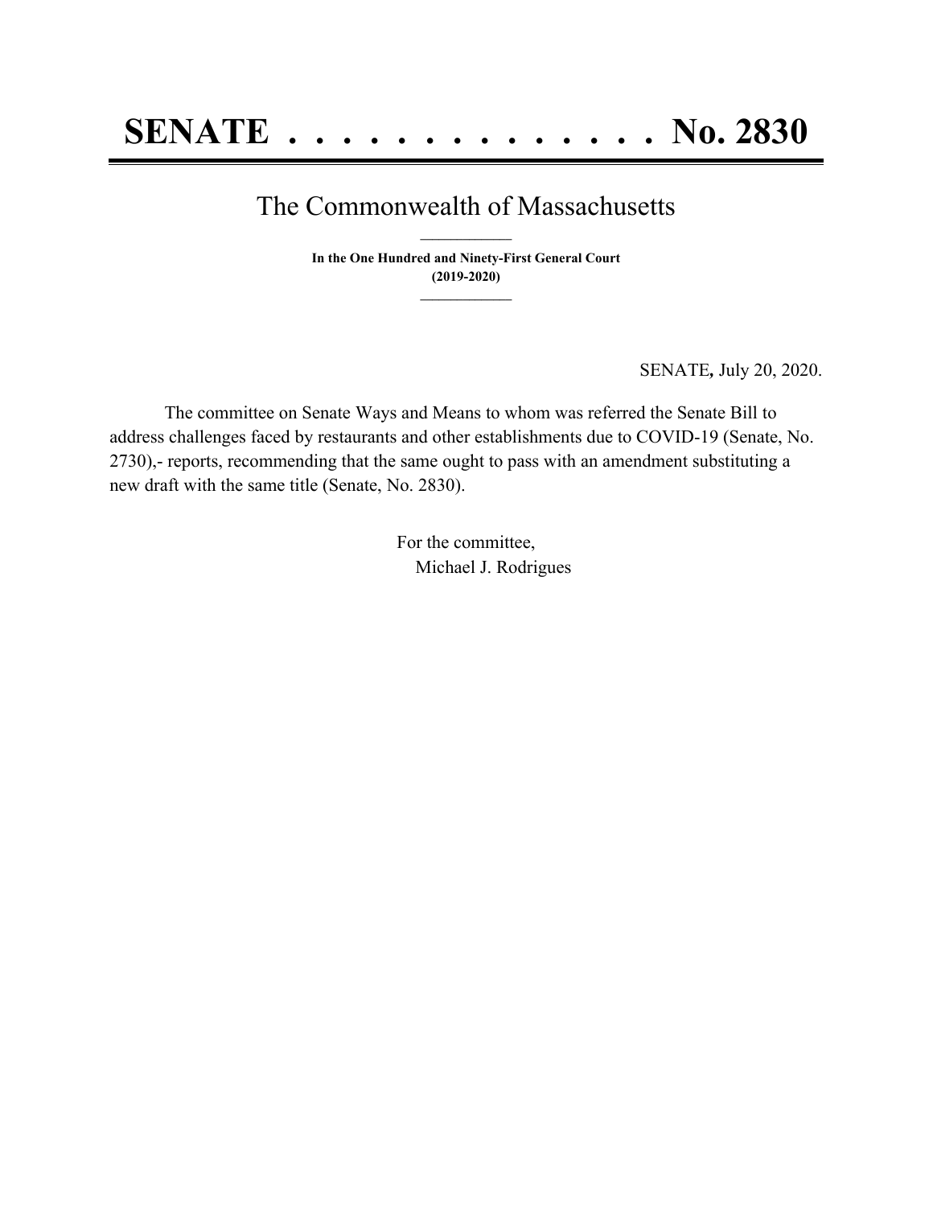# SENATE . . . . . . . . . . . . . . No. 2830

## The Commonwealth of Massachusetts

**In the One Hundred and Ninety-First General Court**
**(2019-2020)**

SENATE, July 20, 2020.

The committee on Senate Ways and Means to whom was referred the Senate Bill to address challenges faced by restaurants and other establishments due to COVID-19 (Senate, No. 2730),- reports, recommending that the same ought to pass with an amendment substituting a new draft with the same title (Senate, No. 2830).

For the committee,
Michael J. Rodrigues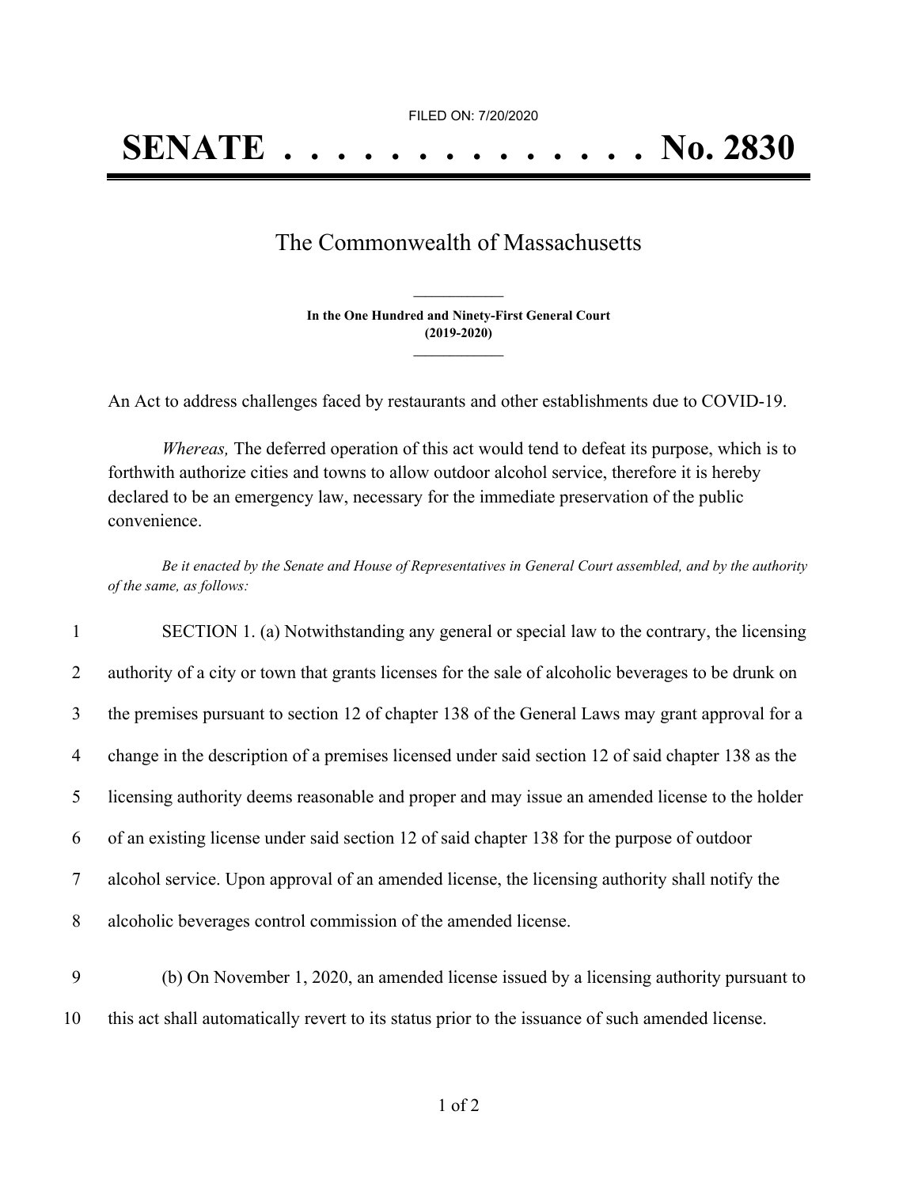FILED ON: 7/20/2020

# SENATE . . . . . . . . . . . . . . No. 2830

## The Commonwealth of Massachusetts

**In the One Hundred and Ninety-First General Court**
**(2019-2020)**

An Act to address challenges faced by restaurants and other establishments due to COVID-19.

*Whereas,* The deferred operation of this act would tend to defeat its purpose, which is to forthwith authorize cities and towns to allow outdoor alcohol service, therefore it is hereby declared to be an emergency law, necessary for the immediate preservation of the public convenience.

*Be it enacted by the Senate and House of Representatives in General Court assembled, and by the authority of the same, as follows:*

1 SECTION 1. (a) Notwithstanding any general or special law to the contrary, the licensing
2 authority of a city or town that grants licenses for the sale of alcoholic beverages to be drunk on
3 the premises pursuant to section 12 of chapter 138 of the General Laws may grant approval for a
4 change in the description of a premises licensed under said section 12 of said chapter 138 as the
5 licensing authority deems reasonable and proper and may issue an amended license to the holder
6 of an existing license under said section 12 of said chapter 138 for the purpose of outdoor
7 alcohol service. Upon approval of an amended license, the licensing authority shall notify the
8 alcoholic beverages control commission of the amended license.

9 (b) On November 1, 2020, an amended license issued by a licensing authority pursuant to
10 this act shall automatically revert to its status prior to the issuance of such amended license.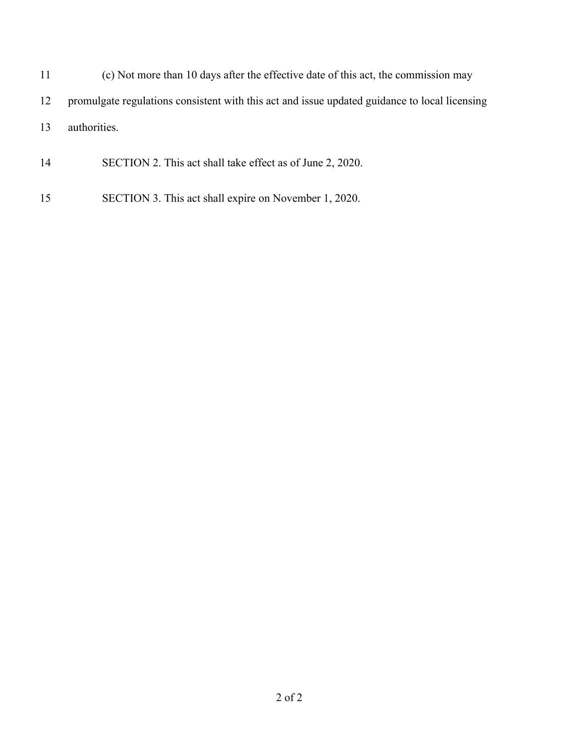(c) Not more than 10 days after the effective date of this act, the commission may promulgate regulations consistent with this act and issue updated guidance to local licensing authorities.

SECTION 2. This act shall take effect as of June 2, 2020.

SECTION 3. This act shall expire on November 1, 2020.